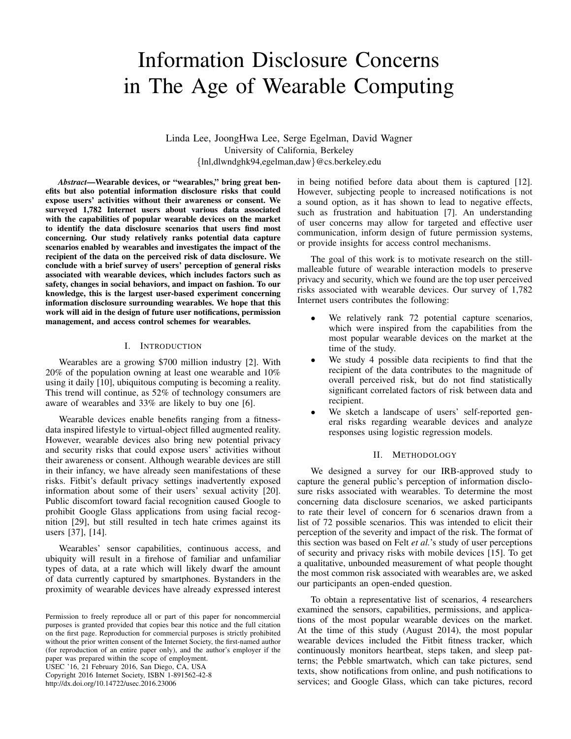# Information Disclosure Concerns in The Age of Wearable Computing

Linda Lee, JoongHwa Lee, Serge Egelman, David Wagner
University of California, Berkeley
{lnl,dlwndghk94,egelman,daw}@cs.berkeley.edu

***Abstract*—Wearable devices, or "wearables," bring great benefits but also potential information disclosure risks that could expose users' activities without their awareness or consent. We surveyed 1,782 Internet users about various data associated with the capabilities of popular wearable devices on the market to identify the data disclosure scenarios that users find most concerning. Our study relatively ranks potential data capture scenarios enabled by wearables and investigates the impact of the recipient of the data on the perceived risk of data disclosure. We conclude with a brief survey of users' perception of general risks associated with wearable devices, which includes factors such as safety, changes in social behaviors, and impact on fashion. To our knowledge, this is the largest user-based experiment concerning information disclosure surrounding wearables. We hope that this work will aid in the design of future user notifications, permission management, and access control schemes for wearables.**

## I. Introduction

Wearables are a growing $700 million industry [2]. With 20% of the population owning at least one wearable and 10% using it daily [10], ubiquitous computing is becoming a reality. This trend will continue, as 52% of technology consumers are aware of wearables and 33% are likely to buy one [6].

Wearable devices enable benefits ranging from a fitness-data inspired lifestyle to virtual-object filled augmented reality. However, wearable devices also bring new potential privacy and security risks that could expose users' activities without their awareness or consent. Although wearable devices are still in their infancy, we have already seen manifestations of these risks. Fitbit's default privacy settings inadvertently exposed information about some of their users' sexual activity [20]. Public discomfort toward facial recognition caused Google to prohibit Google Glass applications from using facial recognition [29], but still resulted in tech hate crimes against its users [37], [14].

Wearables' sensor capabilities, continuous access, and ubiquity will result in a firehose of familiar and unfamiliar types of data, at a rate which will likely dwarf the amount of data currently captured by smartphones. Bystanders in the proximity of wearable devices have already expressed interest in being notified before data about them is captured [12]. However, subjecting people to increased notifications is not a sound option, as it has shown to lead to negative effects, such as frustration and habituation [7]. An understanding of user concerns may allow for targeted and effective user communication, inform design of future permission systems, or provide insights for access control mechanisms.

The goal of this work is to motivate research on the still-malleable future of wearable interaction models to preserve privacy and security, which we found are the top user perceived risks associated with wearable devices. Our survey of 1,782 Internet users contributes the following:

- We relatively rank 72 potential capture scenarios, which were inspired from the capabilities from the most popular wearable devices on the market at the time of the study.
- We study 4 possible data recipients to find that the recipient of the data contributes to the magnitude of overall perceived risk, but do not find statistically significant correlated factors of risk between data and recipient.
- We sketch a landscape of users' self-reported general risks regarding wearable devices and analyze responses using logistic regression models.

## II. Methodology

We designed a survey for our IRB-approved study to capture the general public's perception of information disclosure risks associated with wearables. To determine the most concerning data disclosure scenarios, we asked participants to rate their level of concern for 6 scenarios drawn from a list of 72 possible scenarios. This was intended to elicit their perception of the severity and impact of the risk. The format of this section was based on Felt *et al.*'s study of user perceptions of security and privacy risks with mobile devices [15]. To get a qualitative, unbounded measurement of what people thought the most common risk associated with wearables are, we asked our participants an open-ended question.

To obtain a representative list of scenarios, 4 researchers examined the sensors, capabilities, permissions, and applications of the most popular wearable devices on the market. At the time of this study (August 2014), the most popular wearable devices included the Fitbit fitness tracker, which continuously monitors heartbeat, steps taken, and sleep patterns; the Pebble smartwatch, which can take pictures, send texts, show notifications from online, and push notifications to services; and Google Glass, which can take pictures, record

Permission to freely reproduce all or part of this paper for noncommercial purposes is granted provided that copies bear this notice and the full citation on the first page. Reproduction for commercial purposes is strictly prohibited without the prior written consent of the Internet Society, the first-named author (for reproduction of an entire paper only), and the author's employer if the paper was prepared within the scope of employment.
USEC '16, 21 February 2016, San Diego, CA, USA
Copyright 2016 Internet Society, ISBN 1-891562-42-8
http://dx.doi.org/10.14722/usec.2016.23006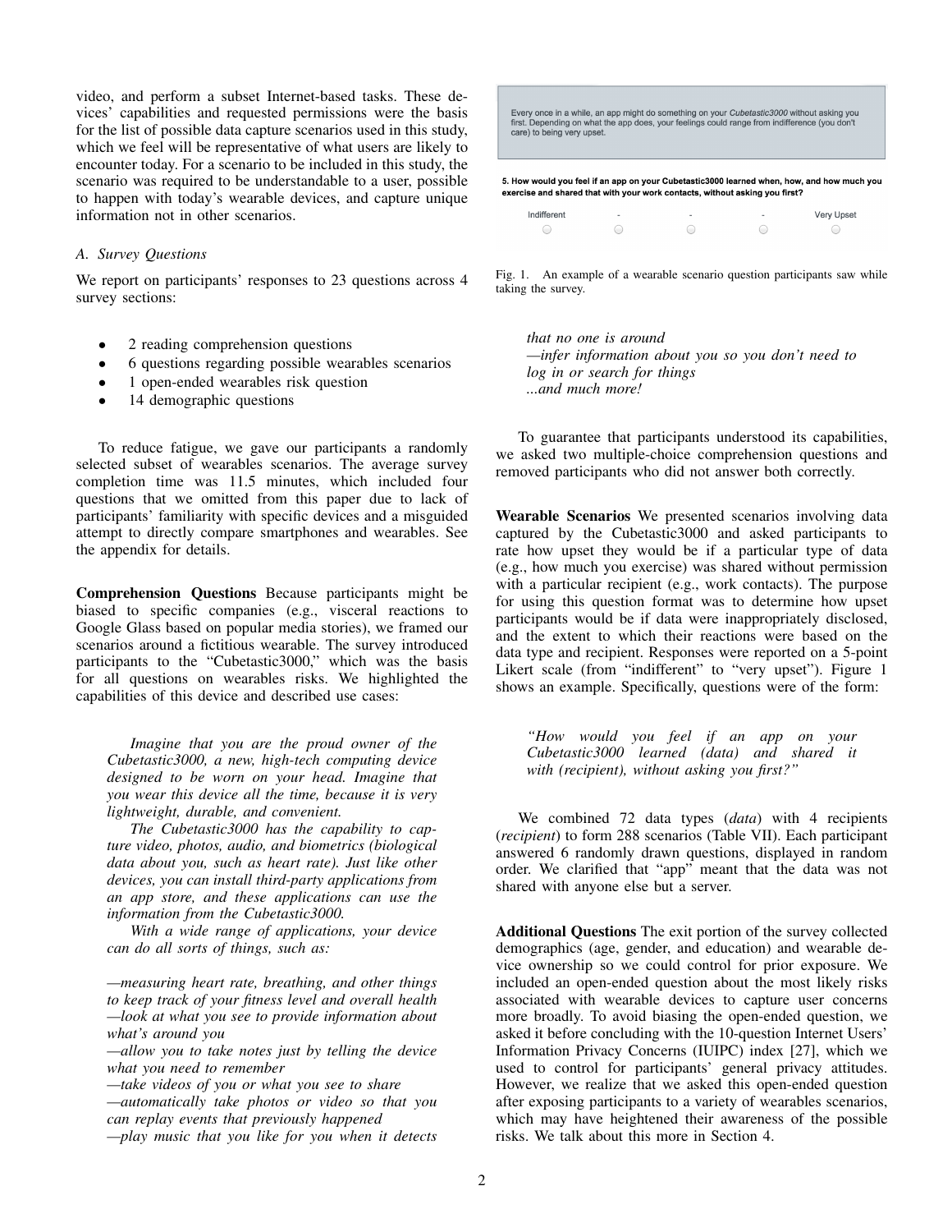video, and perform a subset Internet-based tasks. These devices' capabilities and requested permissions were the basis for the list of possible data capture scenarios used in this study, which we feel will be representative of what users are likely to encounter today. For a scenario to be included in this study, the scenario was required to be understandable to a user, possible to happen with today's wearable devices, and capture unique information not in other scenarios.

### A. Survey Questions

We report on participants' responses to 23 questions across 4 survey sections:

- 2 reading comprehension questions
- 6 questions regarding possible wearables scenarios
- 1 open-ended wearables risk question
- 14 demographic questions

To reduce fatigue, we gave our participants a randomly selected subset of wearables scenarios. The average survey completion time was 11.5 minutes, which included four questions that we omitted from this paper due to lack of participants' familiarity with specific devices and a misguided attempt to directly compare smartphones and wearables. See the appendix for details.

**Comprehension Questions** Because participants might be biased to specific companies (e.g., visceral reactions to Google Glass based on popular media stories), we framed our scenarios around a fictitious wearable. The survey introduced participants to the "Cubetastic3000," which was the basis for all questions on wearables risks. We highlighted the capabilities of this device and described use cases:

> *Imagine that you are the proud owner of the Cubetastic3000, a new, high-tech computing device designed to be worn on your head. Imagine that you wear this device all the time, because it is very lightweight, durable, and convenient.*
>
> *The Cubetastic3000 has the capability to capture video, photos, audio, and biometrics (biological data about you, such as heart rate). Just like other devices, you can install third-party applications from an app store, and these applications can use the information from the Cubetastic3000.*
>
> *With a wide range of applications, your device can do all sorts of things, such as:*
>
> *—measuring heart rate, breathing, and other things to keep track of your fitness level and overall health*
> *—look at what you see to provide information about what's around you*
> *—allow you to take notes just by telling the device what you need to remember*
> *—take videos of you or what you see to share*
> *—automatically take photos or video so that you can replay events that previously happened*
> *—play music that you like for you when it detects that no one is around*
> *—infer information about you so you don't need to log in or search for things*
> *...and much more!*

Every once in a while, an app might do something on your *Cubetastic3000* without asking you first. Depending on what the app does, your feelings could range from indifference (you don't care) to being very upset.

**5. How would you feel if an app on your Cubetastic3000 learned when, how, and how much you exercise and shared that with your work contacts, without asking you first?**

| Indifferent | - | - | - | Very Upset |
|---|---|---|---|---|
| ○ | ○ | ○ | ○ | ○ |

Fig. 1. An example of a wearable scenario question participants saw while taking the survey.

To guarantee that participants understood its capabilities, we asked two multiple-choice comprehension questions and removed participants who did not answer both correctly.

**Wearable Scenarios** We presented scenarios involving data captured by the Cubetastic3000 and asked participants to rate how upset they would be if a particular type of data (e.g., how much you exercise) was shared without permission with a particular recipient (e.g., work contacts). The purpose for using this question format was to determine how upset participants would be if data were inappropriately disclosed, and the extent to which their reactions were based on the data type and recipient. Responses were reported on a 5-point Likert scale (from "indifferent" to "very upset"). Figure 1 shows an example. Specifically, questions were of the form:

> *"How would you feel if an app on your Cubetastic3000 learned (data) and shared it with (recipient), without asking you first?"*

We combined 72 data types (*data*) with 4 recipients (*recipient*) to form 288 scenarios (Table VII). Each participant answered 6 randomly drawn questions, displayed in random order. We clarified that "app" meant that the data was not shared with anyone else but a server.

**Additional Questions** The exit portion of the survey collected demographics (age, gender, and education) and wearable device ownership so we could control for prior exposure. We included an open-ended question about the most likely risks associated with wearable devices to capture user concerns more broadly. To avoid biasing the open-ended question, we asked it before concluding with the 10-question Internet Users' Information Privacy Concerns (IUIPC) index [27], which we used to control for participants' general privacy attitudes. However, we realize that we asked this open-ended question after exposing participants to a variety of wearables scenarios, which may have heightened their awareness of the possible risks. We talk about this more in Section 4.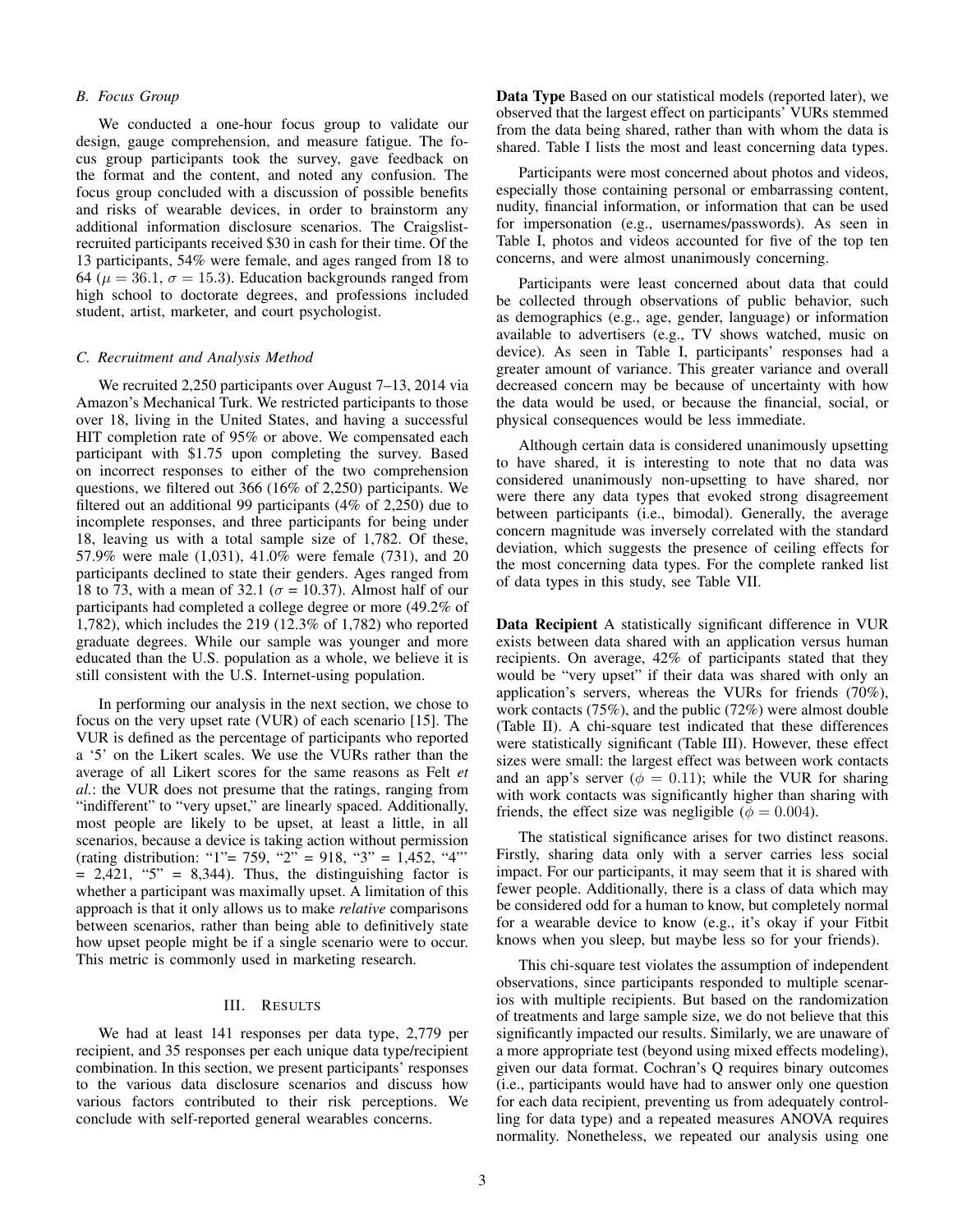### B. Focus Group

We conducted a one-hour focus group to validate our design, gauge comprehension, and measure fatigue. The focus group participants took the survey, gave feedback on the format and the content, and noted any confusion. The focus group concluded with a discussion of possible benefits and risks of wearable devices, in order to brainstorm any additional information disclosure scenarios. The Craigslist-recruited participants received $30 in cash for their time. Of the 13 participants, 54% were female, and ages ranged from 18 to 64 ($\mu = 36.1$, $\sigma = 15.3$). Education backgrounds ranged from high school to doctorate degrees, and professions included student, artist, marketer, and court psychologist.

### C. Recruitment and Analysis Method

We recruited 2,250 participants over August 7–13, 2014 via Amazon's Mechanical Turk. We restricted participants to those over 18, living in the United States, and having a successful HIT completion rate of 95% or above. We compensated each participant with $1.75 upon completing the survey. Based on incorrect responses to either of the two comprehension questions, we filtered out 366 (16% of 2,250) participants. We filtered out an additional 99 participants (4% of 2,250) due to incomplete responses, and three participants for being under 18, leaving us with a total sample size of 1,782. Of these, 57.9% were male (1,031), 41.0% were female (731), and 20 participants declined to state their genders. Ages ranged from 18 to 73, with a mean of 32.1 ($\sigma = 10.37$). Almost half of our participants had completed a college degree or more (49.2% of 1,782), which includes the 219 (12.3% of 1,782) who reported graduate degrees. While our sample was younger and more educated than the U.S. population as a whole, we believe it is still consistent with the U.S. Internet-using population.

In performing our analysis in the next section, we chose to focus on the very upset rate (VUR) of each scenario [15]. The VUR is defined as the percentage of participants who reported a '5' on the Likert scales. We use the VURs rather than the average of all Likert scores for the same reasons as Felt *et al.*: the VUR does not presume that the ratings, ranging from "indifferent" to "very upset," are linearly spaced. Additionally, most people are likely to be upset, at least a little, in all scenarios, because a device is taking action without permission (rating distribution: "1"= 759, "2" = 918, "3" = 1,452, "4"' = 2,421, "5" = 8,344). Thus, the distinguishing factor is whether a participant was maximally upset. A limitation of this approach is that it only allows us to make *relative* comparisons between scenarios, rather than being able to definitively state how upset people might be if a single scenario were to occur. This metric is commonly used in marketing research.

## III. Results

We had at least 141 responses per data type, 2,779 per recipient, and 35 responses per each unique data type/recipient combination. In this section, we present participants' responses to the various data disclosure scenarios and discuss how various factors contributed to their risk perceptions. We conclude with self-reported general wearables concerns.

**Data Type** Based on our statistical models (reported later), we observed that the largest effect on participants' VURs stemmed from the data being shared, rather than with whom the data is shared. Table I lists the most and least concerning data types.

Participants were most concerned about photos and videos, especially those containing personal or embarrassing content, nudity, financial information, or information that can be used for impersonation (e.g., usernames/passwords). As seen in Table I, photos and videos accounted for five of the top ten concerns, and were almost unanimously concerning.

Participants were least concerned about data that could be collected through observations of public behavior, such as demographics (e.g., age, gender, language) or information available to advertisers (e.g., TV shows watched, music on device). As seen in Table I, participants' responses had a greater amount of variance. This greater variance and overall decreased concern may be because of uncertainty with how the data would be used, or because the financial, social, or physical consequences would be less immediate.

Although certain data is considered unanimously upsetting to have shared, it is interesting to note that no data was considered unanimously non-upsetting to have shared, nor were there any data types that evoked strong disagreement between participants (i.e., bimodal). Generally, the average concern magnitude was inversely correlated with the standard deviation, which suggests the presence of ceiling effects for the most concerning data types. For the complete ranked list of data types in this study, see Table VII.

**Data Recipient** A statistically significant difference in VUR exists between data shared with an application versus human recipients. On average, 42% of participants stated that they would be "very upset" if their data was shared with only an application's servers, whereas the VURs for friends (70%), work contacts (75%), and the public (72%) were almost double (Table II). A chi-square test indicated that these differences were statistically significant (Table III). However, these effect sizes were small: the largest effect was between work contacts and an app's server ($\phi = 0.11$); while the VUR for sharing with work contacts was significantly higher than sharing with friends, the effect size was negligible ($\phi = 0.004$).

The statistical significance arises for two distinct reasons. Firstly, sharing data only with a server carries less social impact. For our participants, it may seem that it is shared with fewer people. Additionally, there is a class of data which may be considered odd for a human to know, but completely normal for a wearable device to know (e.g., it's okay if your Fitbit knows when you sleep, but maybe less so for your friends).

This chi-square test violates the assumption of independent observations, since participants responded to multiple scenarios with multiple recipients. But based on the randomization of treatments and large sample size, we do not believe that this significantly impacted our results. Similarly, we are unaware of a more appropriate test (beyond using mixed effects modeling), given our data format. Cochran's Q requires binary outcomes (i.e., participants would have had to answer only one question for each data recipient, preventing us from adequately controlling for data type) and a repeated measures ANOVA requires normality. Nonetheless, we repeated our analysis using one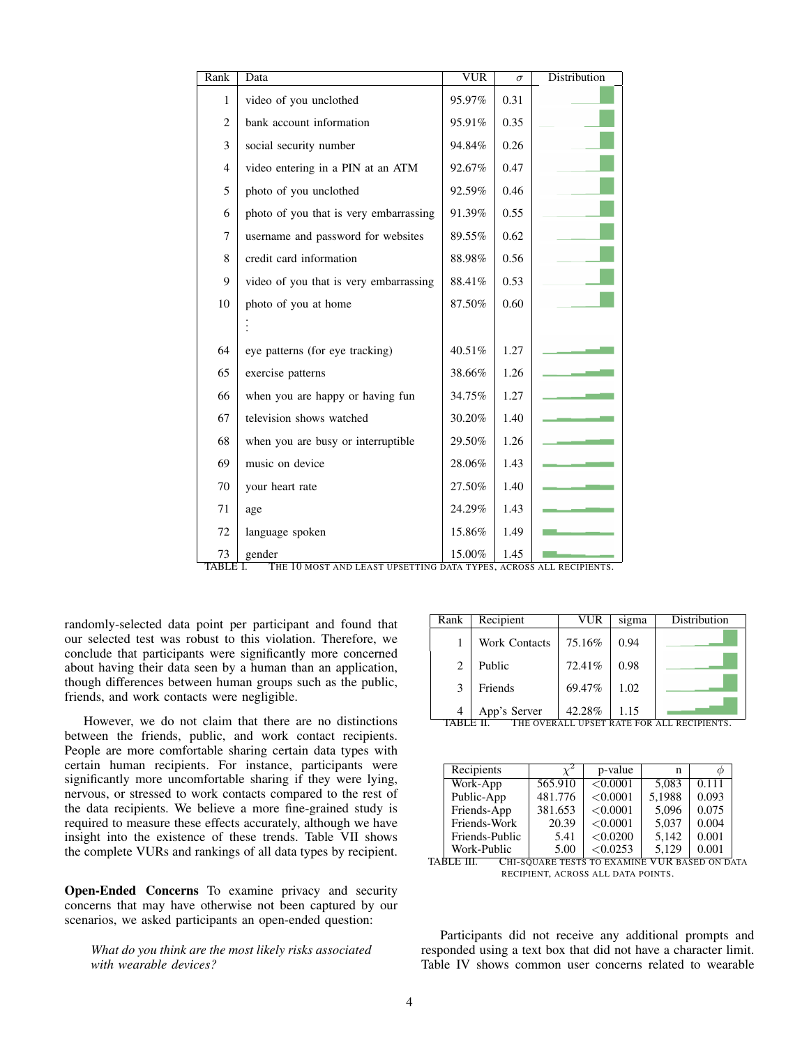| Rank | Data | VUR | $\sigma$ | Distribution |
|---|---|---|---|---|
| 1 | video of you unclothed | 95.97% | 0.31 | |
| 2 | bank account information | 95.91% | 0.35 | |
| 3 | social security number | 94.84% | 0.26 | |
| 4 | video entering in a PIN at an ATM | 92.67% | 0.47 | |
| 5 | photo of you unclothed | 92.59% | 0.46 | |
| 6 | photo of you that is very embarrassing | 91.39% | 0.55 | |
| 7 | username and password for websites | 89.55% | 0.62 | |
| 8 | credit card information | 88.98% | 0.56 | |
| 9 | video of you that is very embarrassing | 88.41% | 0.53 | |
| 10 | photo of you at home | 87.50% | 0.60 | |
| | ⋮ | | | |
| 64 | eye patterns (for eye tracking) | 40.51% | 1.27 | |
| 65 | exercise patterns | 38.66% | 1.26 | |
| 66 | when you are happy or having fun | 34.75% | 1.27 | |
| 67 | television shows watched | 30.20% | 1.40 | |
| 68 | when you are busy or interruptible | 29.50% | 1.26 | |
| 69 | music on device | 28.06% | 1.43 | |
| 70 | your heart rate | 27.50% | 1.40 | |
| 71 | age | 24.29% | 1.43 | |
| 72 | language spoken | 15.86% | 1.49 | |
| 73 | gender | 15.00% | 1.45 | |

TABLE I. THE 10 MOST AND LEAST UPSETTING DATA TYPES, ACROSS ALL RECIPIENTS.

randomly-selected data point per participant and found that our selected test was robust to this violation. Therefore, we conclude that participants were significantly more concerned about having their data seen by a human than an application, though differences between human groups such as the public, friends, and work contacts were negligible.

However, we do not claim that there are no distinctions between the friends, public, and work contact recipients. People are more comfortable sharing certain data types with certain human recipients. For instance, participants were significantly more uncomfortable sharing if they were lying, nervous, or stressed to work contacts compared to the rest of the data recipients. We believe a more fine-grained study is required to measure these effects accurately, although we have insight into the existence of these trends. Table VII shows the complete VURs and rankings of all data types by recipient.

**Open-Ended Concerns** To examine privacy and security concerns that may have otherwise not been captured by our scenarios, we asked participants an open-ended question:

> *What do you think are the most likely risks associated with wearable devices?*

| Rank | Recipient | VUR | sigma | Distribution |
|---|---|---|---|---|
| 1 | Work Contacts | 75.16% | 0.94 | |
| 2 | Public | 72.41% | 0.98 | |
| 3 | Friends | 69.47% | 1.02 | |
| 4 | App's Server | 42.28% | 1.15 | |

TABLE II. THE OVERALL UPSET RATE FOR ALL RECIPIENTS.

| Recipients | $\chi^2$ | p-value | n | $\phi$ |
|---|---|---|---|---|
| Work-App | 565.910 | <0.0001 | 5,083 | 0.111 |
| Public-App | 481.776 | <0.0001 | 5,1988 | 0.093 |
| Friends-App | 381.653 | <0.0001 | 5,096 | 0.075 |
| Friends-Work | 20.39 | <0.0001 | 5,037 | 0.004 |
| Friends-Public | 5.41 | <0.0200 | 5,142 | 0.001 |
| Work-Public | 5.00 | <0.0253 | 5,129 | 0.001 |

TABLE III. CHI-SQUARE TESTS TO EXAMINE VUR BASED ON DATA RECIPIENT, ACROSS ALL DATA POINTS.

Participants did not receive any additional prompts and responded using a text box that did not have a character limit. Table IV shows common user concerns related to wearable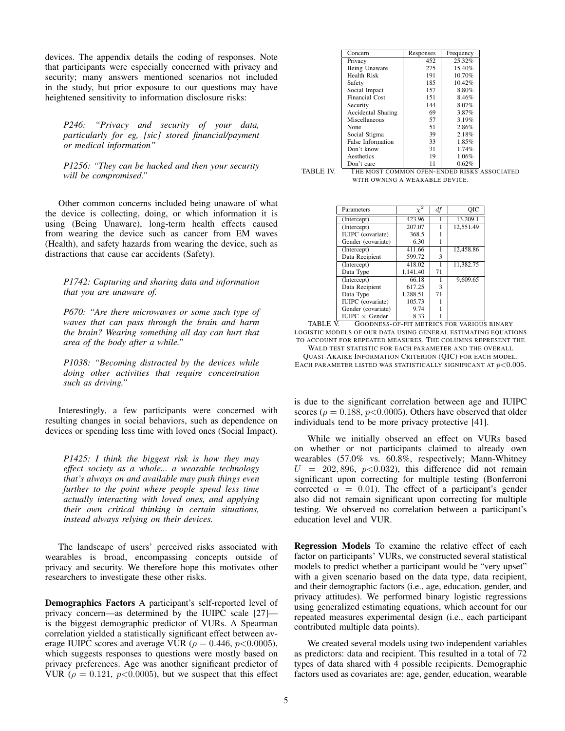devices. The appendix details the coding of responses. Note that participants were especially concerned with privacy and security; many answers mentioned scenarios not included in the study, but prior exposure to our questions may have heightened sensitivity to information disclosure risks:

> *P246: "Privacy and security of your data, particularly for eg, [sic] stored financial/payment or medical information"*

> *P1256: "They can be hacked and then your security will be compromised."*

Other common concerns included being unaware of what the device is collecting, doing, or which information it is using (Being Unaware), long-term health effects caused from wearing the device such as cancer from EM waves (Health), and safety hazards from wearing the device, such as distractions that cause car accidents (Safety).

> *P1742: Capturing and sharing data and information that you are unaware of.*

> *P670: "Are there microwaves or some such type of waves that can pass through the brain and harm the brain? Wearing something all day can hurt that area of the body after a while."*

> *P1038: "Becoming distracted by the devices while doing other activities that require concentration such as driving."*

Interestingly, a few participants were concerned with resulting changes in social behaviors, such as dependence on devices or spending less time with loved ones (Social Impact).

> *P1425: I think the biggest risk is how they may effect society as a whole... a wearable technology that's always on and available may push things even further to the point where people spend less time actually interacting with loved ones, and applying their own critical thinking in certain situations, instead always relying on their devices.*

The landscape of users' perceived risks associated with wearables is broad, encompassing concepts outside of privacy and security. We therefore hope this motivates other researchers to investigate these other risks.

| Concern | Responses | Frequency |
|---|---|---|
| Privacy | 452 | 25.32% |
| Being Unaware | 275 | 15.40% |
| Health Risk | 191 | 10.70% |
| Safety | 185 | 10.42% |
| Social Impact | 157 | 8.80% |
| Financial Cost | 151 | 8.46% |
| Security | 144 | 8.07% |
| Accidental Sharing | 69 | 3.87% |
| Miscellaneous | 57 | 3.19% |
| None | 51 | 2.86% |
| Social Stigma | 39 | 2.18% |
| False Information | 33 | 1.85% |
| Don't know | 31 | 1.74% |
| Aesthetics | 19 | 1.06% |
| Don't care | 11 | 0.62% |

TABLE IV. THE MOST COMMON OPEN-ENDED RISKS ASSOCIATED WITH OWNING A WEARABLE DEVICE.

| Parameters | $\chi^2$ | *df* | QIC |
|---|---|---|---|
| (Intercept) | 423.96 | 1 | 13,209.1 |
| (Intercept) | 207.07 | 1 | 12,551.49 |
| IUIPC (covariate) | 368.5 | 1 | |
| Gender (covariate) | 6.30 | 1 | |
| (Intercept) | 411.66 | 1 | 12,458.86 |
| Data Recipient | 599.72 | 3 | |
| (Intercept) | 418.02 | 1 | 11,382.75 |
| Data Type | 1,141.40 | 71 | |
| (Intercept) | 66.18 | 1 | 9,609.65 |
| Data Recipient | 617.25 | 3 | |
| Data Type | 1,288.51 | 71 | |
| IUIPC (covariate) | 105.73 | 1 | |
| Gender (covariate) | 9.74 | 1 | |
| IUIPC × Gender | 8.33 | 1 | |

TABLE V. GOODNESS-OF-FIT METRICS FOR VARIOUS BINARY LOGISTIC MODELS OF OUR DATA USING GENERAL ESTIMATING EQUATIONS TO ACCOUNT FOR REPEATED MEASURES. THE COLUMNS REPRESENT THE WALD TEST STATISTIC FOR EACH PARAMETER AND THE OVERALL QUASI-AKAIKE INFORMATION CRITERION (QIC) FOR EACH MODEL. EACH PARAMETER LISTED WAS STATISTICALLY SIGNIFICANT AT $p<0.005$.

**Demographics Factors** A participant's self-reported level of privacy concern—as determined by the IUIPC scale [27]—is the biggest demographic predictor of VURs. A Spearman correlation yielded a statistically significant effect between average IUIPC scores and average VUR ($\rho = 0.446$, $p<0.0005$), which suggests responses to questions were mostly based on privacy preferences. Age was another significant predictor of VUR ($\rho = 0.121$, $p<0.0005$), but we suspect that this effect is due to the significant correlation between age and IUIPC scores ($\rho = 0.188$, $p<0.0005$). Others have observed that older individuals tend to be more privacy protective [41].

While we initially observed an effect on VURs based on whether or not participants claimed to already own wearables (57.0% vs. 60.8%, respectively; Mann-Whitney $U = 202,896$, $p<0.032$), this difference did not remain significant upon correcting for multiple testing (Bonferroni corrected $\alpha = 0.01$). The effect of a participant's gender also did not remain significant upon correcting for multiple testing. We observed no correlation between a participant's education level and VUR.

**Regression Models** To examine the relative effect of each factor on participants' VURs, we constructed several statistical models to predict whether a participant would be "very upset" with a given scenario based on the data type, data recipient, and their demographic factors (i.e., age, education, gender, and privacy attitudes). We performed binary logistic regressions using generalized estimating equations, which account for our repeated measures experimental design (i.e., each participant contributed multiple data points).

We created several models using two independent variables as predictors: data and recipient. This resulted in a total of 72 types of data shared with 4 possible recipients. Demographic factors used as covariates are: age, gender, education, wearable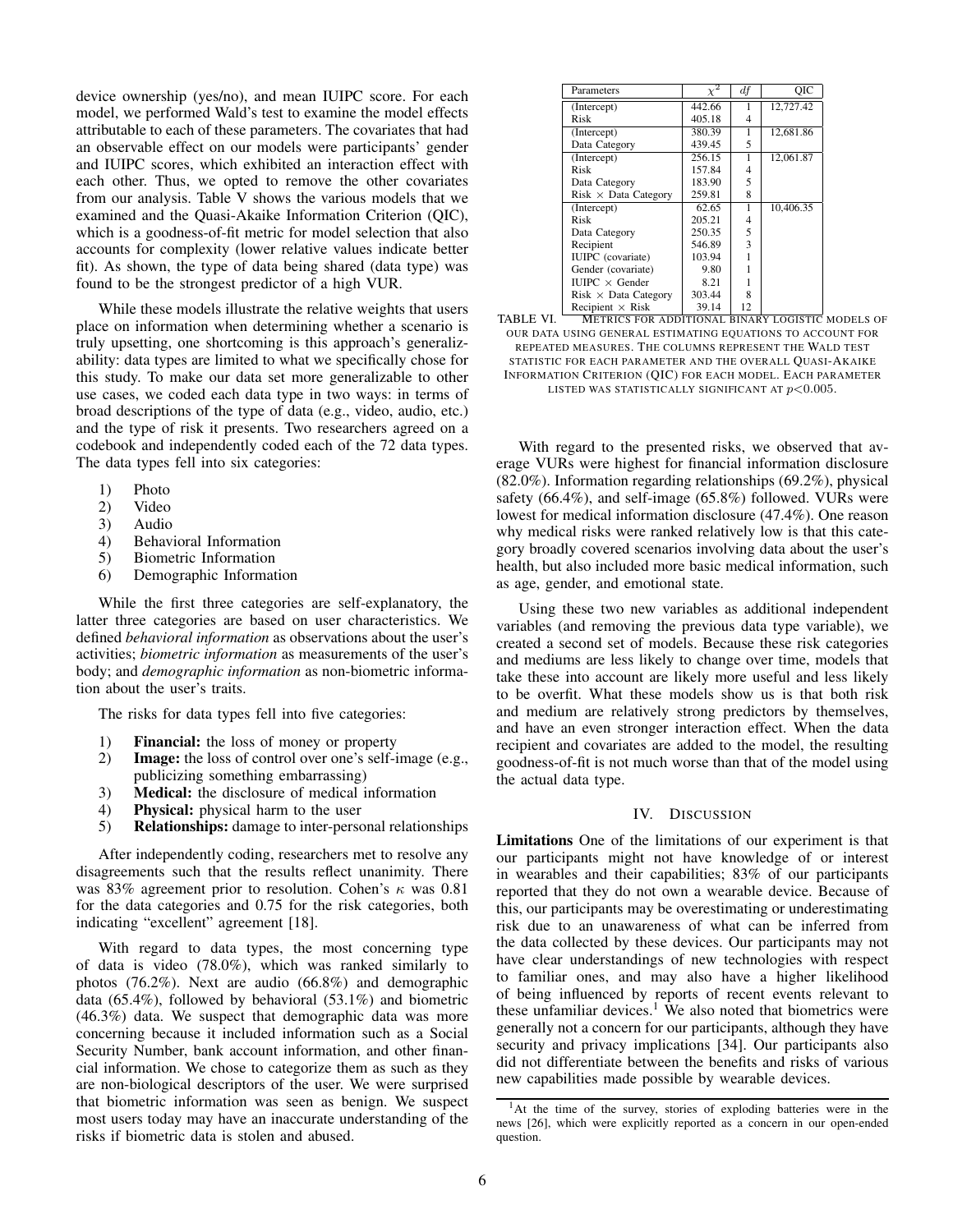device ownership (yes/no), and mean IUIPC score. For each model, we performed Wald's test to examine the model effects attributable to each of these parameters. The covariates that had an observable effect on our models were participants' gender and IUIPC scores, which exhibited an interaction effect with each other. Thus, we opted to remove the other covariates from our analysis. Table V shows the various models that we examined and the Quasi-Akaike Information Criterion (QIC), which is a goodness-of-fit metric for model selection that also accounts for complexity (lower relative values indicate better fit). As shown, the type of data being shared (data type) was found to be the strongest predictor of a high VUR.

While these models illustrate the relative weights that users place on information when determining whether a scenario is truly upsetting, one shortcoming is this approach's generalizability: data types are limited to what we specifically chose for this study. To make our data set more generalizable to other use cases, we coded each data type in two ways: in terms of broad descriptions of the type of data (e.g., video, audio, etc.) and the type of risk it presents. Two researchers agreed on a codebook and independently coded each of the 72 data types. The data types fell into six categories:

1) Photo
2) Video
3) Audio
4) Behavioral Information
5) Biometric Information
6) Demographic Information

While the first three categories are self-explanatory, the latter three categories are based on user characteristics. We defined *behavioral information* as observations about the user's activities; *biometric information* as measurements of the user's body; and *demographic information* as non-biometric information about the user's traits.

The risks for data types fell into five categories:

1) **Financial:** the loss of money or property
2) **Image:** the loss of control over one's self-image (e.g., publicizing something embarrassing)
3) **Medical:** the disclosure of medical information
4) **Physical:** physical harm to the user
5) **Relationships:** damage to inter-personal relationships

After independently coding, researchers met to resolve any disagreements such that the results reflect unanimity. There was 83% agreement prior to resolution. Cohen's $\kappa$ was 0.81 for the data categories and 0.75 for the risk categories, both indicating "excellent" agreement [18].

With regard to data types, the most concerning type of data is video (78.0%), which was ranked similarly to photos (76.2%). Next are audio (66.8%) and demographic data (65.4%), followed by behavioral (53.1%) and biometric (46.3%) data. We suspect that demographic data was more concerning because it included information such as a Social Security Number, bank account information, and other financial information. We chose to categorize them as such as they are non-biological descriptors of the user. We were surprised that biometric information was seen as benign. We suspect most users today may have an inaccurate understanding of the risks if biometric data is stolen and abused.

| Parameters | $\chi^2$ | $df$ | QIC |
|---|---|---|---|
| (Intercept) | 442.66 | 1 | 12,727.42 |
| Risk | 405.18 | 4 | |
| (Intercept) | 380.39 | 1 | 12,681.86 |
| Data Category | 439.45 | 5 | |
| (Intercept) | 256.15 | 1 | 12,061.87 |
| Risk | 157.84 | 4 | |
| Data Category | 183.90 | 5 | |
| Risk × Data Category | 259.81 | 8 | |
| (Intercept) | 62.65 | 1 | 10,406.35 |
| Risk | 205.21 | 4 | |
| Data Category | 250.35 | 5 | |
| Recipient | 546.89 | 3 | |
| IUIPC (covariate) | 103.94 | 1 | |
| Gender (covariate) | 9.80 | 1 | |
| IUIPC × Gender | 8.21 | 1 | |
| Risk × Data Category | 303.44 | 8 | |
| Recipient × Risk | 39.14 | 12 | |

TABLE VI. Metrics for additional binary logistic models of our data using general estimating equations to account for repeated measures. The columns represent the Wald test statistic for each parameter and the overall Quasi-Akaike Information Criterion (QIC) for each model. Each parameter listed was statistically significant at $p<0.005$.

With regard to the presented risks, we observed that average VURs were highest for financial information disclosure (82.0%). Information regarding relationships (69.2%), physical safety (66.4%), and self-image (65.8%) followed. VURs were lowest for medical information disclosure (47.4%). One reason why medical risks were ranked relatively low is that this category broadly covered scenarios involving data about the user's health, but also included more basic medical information, such as age, gender, and emotional state.

Using these two new variables as additional independent variables (and removing the previous data type variable), we created a second set of models. Because these risk categories and mediums are less likely to change over time, models that take these into account are likely more useful and less likely to be overfit. What these models show us is that both risk and medium are relatively strong predictors by themselves, and have an even stronger interaction effect. When the data recipient and covariates are added to the model, the resulting goodness-of-fit is not much worse than that of the model using the actual data type.

## IV. Discussion

**Limitations** One of the limitations of our experiment is that our participants might not have knowledge of or interest in wearables and their capabilities; 83% of our participants reported that they do not own a wearable device. Because of this, our participants may be overestimating or underestimating risk due to an unawareness of what can be inferred from the data collected by these devices. Our participants may not have clear understandings of new technologies with respect to familiar ones, and may also have a higher likelihood of being influenced by reports of recent events relevant to these unfamiliar devices.[1] We also noted that biometrics were generally not a concern for our participants, although they have security and privacy implications [34]. Our participants also did not differentiate between the benefits and risks of various new capabilities made possible by wearable devices.

[1] At the time of the survey, stories of exploding batteries were in the news [26], which were explicitly reported as a concern in our open-ended question.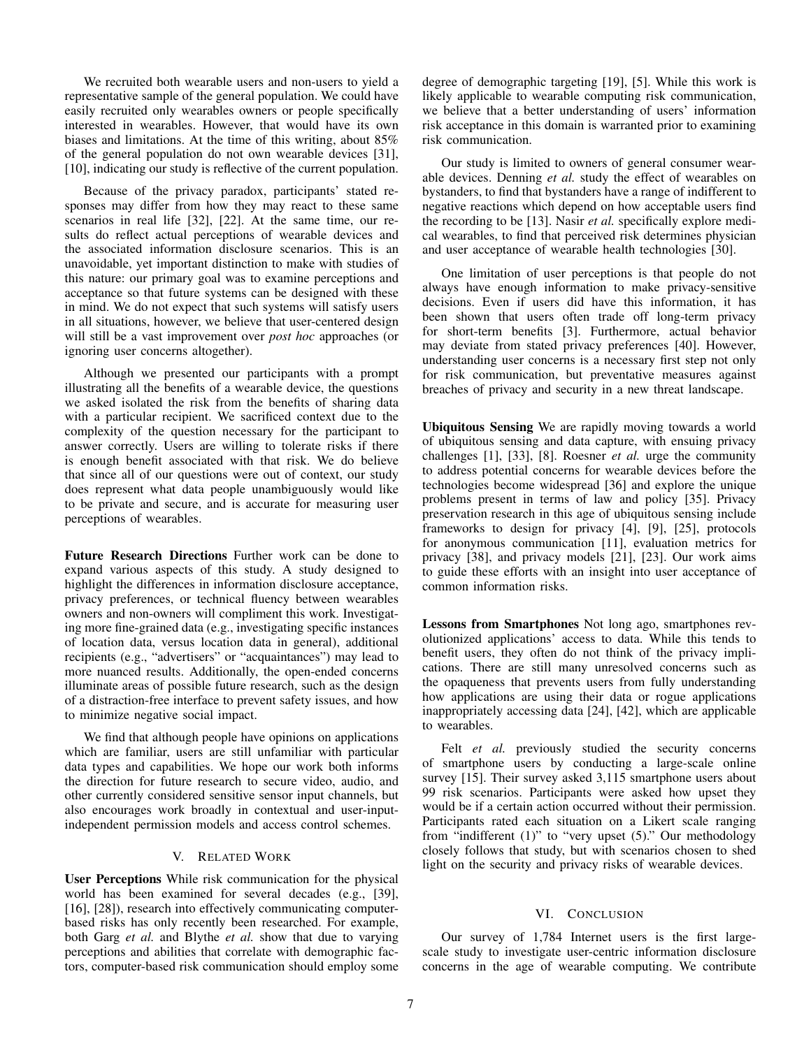We recruited both wearable users and non-users to yield a representative sample of the general population. We could have easily recruited only wearables owners or people specifically interested in wearables. However, that would have its own biases and limitations. At the time of this writing, about 85% of the general population do not own wearable devices [31], [10], indicating our study is reflective of the current population.

Because of the privacy paradox, participants' stated responses may differ from how they may react to these same scenarios in real life [32], [22]. At the same time, our results do reflect actual perceptions of wearable devices and the associated information disclosure scenarios. This is an unavoidable, yet important distinction to make with studies of this nature: our primary goal was to examine perceptions and acceptance so that future systems can be designed with these in mind. We do not expect that such systems will satisfy users in all situations, however, we believe that user-centered design will still be a vast improvement over *post hoc* approaches (or ignoring user concerns altogether).

Although we presented our participants with a prompt illustrating all the benefits of a wearable device, the questions we asked isolated the risk from the benefits of sharing data with a particular recipient. We sacrificed context due to the complexity of the question necessary for the participant to answer correctly. Users are willing to tolerate risks if there is enough benefit associated with that risk. We do believe that since all of our questions were out of context, our study does represent what data people unambiguously would like to be private and secure, and is accurate for measuring user perceptions of wearables.

**Future Research Directions** Further work can be done to expand various aspects of this study. A study designed to highlight the differences in information disclosure acceptance, privacy preferences, or technical fluency between wearables owners and non-owners will compliment this work. Investigating more fine-grained data (e.g., investigating specific instances of location data, versus location data in general), additional recipients (e.g., "advertisers" or "acquaintances") may lead to more nuanced results. Additionally, the open-ended concerns illuminate areas of possible future research, such as the design of a distraction-free interface to prevent safety issues, and how to minimize negative social impact.

We find that although people have opinions on applications which are familiar, users are still unfamiliar with particular data types and capabilities. We hope our work both informs the direction for future research to secure video, audio, and other currently considered sensitive sensor input channels, but also encourages work broadly in contextual and user-input-independent permission models and access control schemes.

## V. Related Work

**User Perceptions** While risk communication for the physical world has been examined for several decades (e.g., [39], [16], [28]), research into effectively communicating computer-based risks has only recently been researched. For example, both Garg *et al.* and Blythe *et al.* show that due to varying perceptions and abilities that correlate with demographic factors, computer-based risk communication should employ some degree of demographic targeting [19], [5]. While this work is likely applicable to wearable computing risk communication, we believe that a better understanding of users' information risk acceptance in this domain is warranted prior to examining risk communication.

Our study is limited to owners of general consumer wearable devices. Denning *et al.* study the effect of wearables on bystanders, to find that bystanders have a range of indifferent to negative reactions which depend on how acceptable users find the recording to be [13]. Nasir *et al.* specifically explore medical wearables, to find that perceived risk determines physician and user acceptance of wearable health technologies [30].

One limitation of user perceptions is that people do not always have enough information to make privacy-sensitive decisions. Even if users did have this information, it has been shown that users often trade off long-term privacy for short-term benefits [3]. Furthermore, actual behavior may deviate from stated privacy preferences [40]. However, understanding user concerns is a necessary first step not only for risk communication, but preventative measures against breaches of privacy and security in a new threat landscape.

**Ubiquitous Sensing** We are rapidly moving towards a world of ubiquitous sensing and data capture, with ensuing privacy challenges [1], [33], [8]. Roesner *et al.* urge the community to address potential concerns for wearable devices before the technologies become widespread [36] and explore the unique problems present in terms of law and policy [35]. Privacy preservation research in this age of ubiquitous sensing include frameworks to design for privacy [4], [9], [25], protocols for anonymous communication [11], evaluation metrics for privacy [38], and privacy models [21], [23]. Our work aims to guide these efforts with an insight into user acceptance of common information risks.

**Lessons from Smartphones** Not long ago, smartphones revolutionized applications' access to data. While this tends to benefit users, they often do not think of the privacy implications. There are still many unresolved concerns such as the opaqueness that prevents users from fully understanding how applications are using their data or rogue applications inappropriately accessing data [24], [42], which are applicable to wearables.

Felt *et al.* previously studied the security concerns of smartphone users by conducting a large-scale online survey [15]. Their survey asked 3,115 smartphone users about 99 risk scenarios. Participants were asked how upset they would be if a certain action occurred without their permission. Participants rated each situation on a Likert scale ranging from "indifferent (1)" to "very upset (5)." Our methodology closely follows that study, but with scenarios chosen to shed light on the security and privacy risks of wearable devices.

## VI. Conclusion

Our survey of 1,784 Internet users is the first large-scale study to investigate user-centric information disclosure concerns in the age of wearable computing. We contribute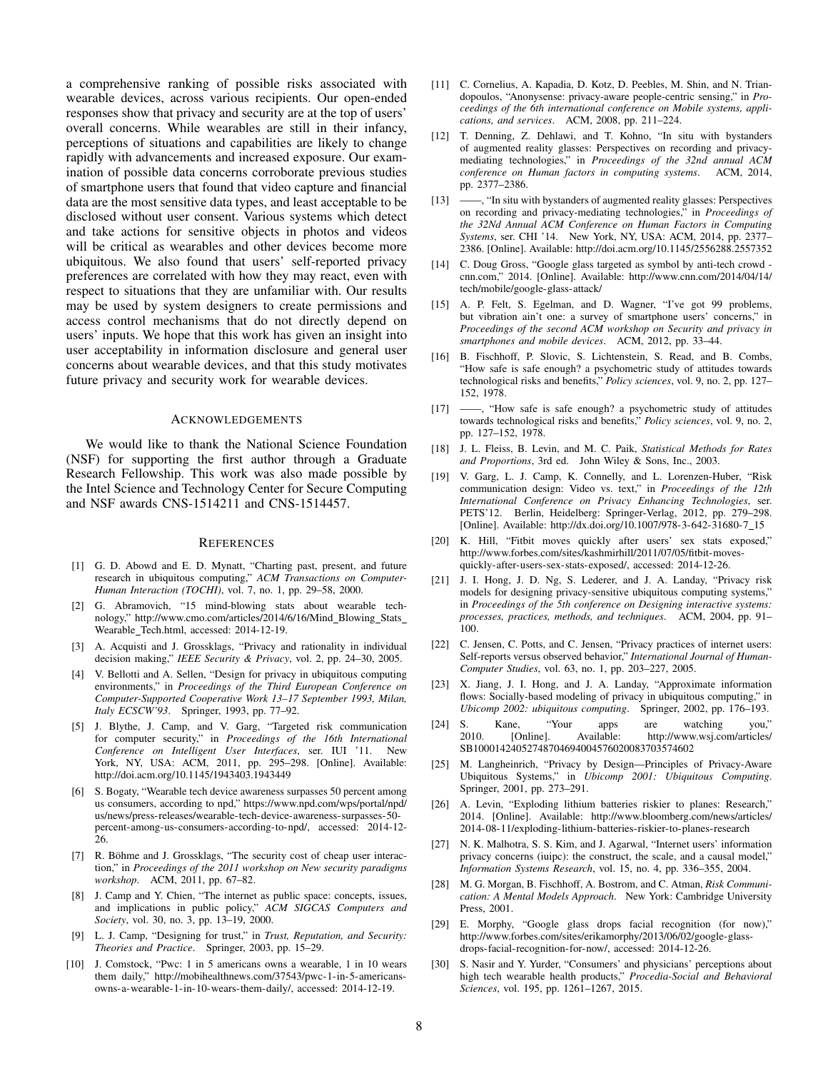a comprehensive ranking of possible risks associated with wearable devices, across various recipients. Our open-ended responses show that privacy and security are at the top of users' overall concerns. While wearables are still in their infancy, perceptions of situations and capabilities are likely to change rapidly with advancements and increased exposure. Our examination of possible data concerns corroborate previous studies of smartphone users that found that video capture and financial data are the most sensitive data types, and least acceptable to be disclosed without user consent. Various systems which detect and take actions for sensitive objects in photos and videos will be critical as wearables and other devices become more ubiquitous. We also found that users' self-reported privacy preferences are correlated with how they may react, even with respect to situations that they are unfamiliar with. Our results may be used by system designers to create permissions and access control mechanisms that do not directly depend on users' inputs. We hope that this work has given an insight into user acceptability in information disclosure and general user concerns about wearable devices, and that this study motivates future privacy and security work for wearable devices.

## Acknowledgements

We would like to thank the National Science Foundation (NSF) for supporting the first author through a Graduate Research Fellowship. This work was also made possible by the Intel Science and Technology Center for Secure Computing and NSF awards CNS-1514211 and CNS-1514457.

## References

[1] G. D. Abowd and E. D. Mynatt, "Charting past, present, and future research in ubiquitous computing," *ACM Transactions on Computer-Human Interaction (TOCHI)*, vol. 7, no. 1, pp. 29–58, 2000.

[2] G. Abramovich, "15 mind-blowing stats about wearable technology," http://www.cmo.com/articles/2014/6/16/Mind_Blowing_Stats_Wearable_Tech.html, accessed: 2014-12-19.

[3] A. Acquisti and J. Grossklags, "Privacy and rationality in individual decision making," *IEEE Security & Privacy*, vol. 2, pp. 24–30, 2005.

[4] V. Bellotti and A. Sellen, "Design for privacy in ubiquitous computing environments," in *Proceedings of the Third European Conference on Computer-Supported Cooperative Work 13–17 September 1993, Milan, Italy ECSCW'93*. Springer, 1993, pp. 77–92.

[5] J. Blythe, J. Camp, and V. Garg, "Targeted risk communication for computer security," in *Proceedings of the 16th International Conference on Intelligent User Interfaces*, ser. IUI '11. New York, NY, USA: ACM, 2011, pp. 295–298. [Online]. Available: http://doi.acm.org/10.1145/1943403.1943449

[6] S. Bogaty, "Wearable tech device awareness surpasses 50 percent among us consumers, according to npd," https://www.npd.com/wps/portal/npd/us/news/press-releases/wearable-tech-device-awareness-surpasses-50-percent-among-us-consumers-according-to-npd/, accessed: 2014-12-26.

[7] R. Böhme and J. Grossklags, "The security cost of cheap user interaction," in *Proceedings of the 2011 workshop on New security paradigms workshop*. ACM, 2011, pp. 67–82.

[8] J. Camp and Y. Chien, "The internet as public space: concepts, issues, and implications in public policy," *ACM SIGCAS Computers and Society*, vol. 30, no. 3, pp. 13–19, 2000.

[9] L. J. Camp, "Designing for trust," in *Trust, Reputation, and Security: Theories and Practice*. Springer, 2003, pp. 15–29.

[10] J. Comstock, "Pwc: 1 in 5 americans owns a wearable, 1 in 10 wears them daily," http://mobihealthnews.com/37543/pwc-1-in-5-americans-owns-a-wearable-1-in-10-wears-them-daily/, accessed: 2014-12-19.

[11] C. Cornelius, A. Kapadia, D. Kotz, D. Peebles, M. Shin, and N. Triandopoulos, "Anonysense: privacy-aware people-centric sensing," in *Proceedings of the 6th international conference on Mobile systems, applications, and services*. ACM, 2008, pp. 211–224.

[12] T. Denning, Z. Dehlawi, and T. Kohno, "In situ with bystanders of augmented reality glasses: Perspectives on recording and privacy-mediating technologies," in *Proceedings of the 32nd annual ACM conference on Human factors in computing systems*. ACM, 2014, pp. 2377–2386.

[13] ——, "In situ with bystanders of augmented reality glasses: Perspectives on recording and privacy-mediating technologies," in *Proceedings of the 32Nd Annual ACM Conference on Human Factors in Computing Systems*, ser. CHI '14. New York, NY, USA: ACM, 2014, pp. 2377–2386. [Online]. Available: http://doi.acm.org/10.1145/2556288.2557352

[14] C. Doug Gross, "Google glass targeted as symbol by anti-tech crowd - cnn.com," 2014. [Online]. Available: http://www.cnn.com/2014/04/14/tech/mobile/google-glass-attack/

[15] A. P. Felt, S. Egelman, and D. Wagner, "I've got 99 problems, but vibration ain't one: a survey of smartphone users' concerns," in *Proceedings of the second ACM workshop on Security and privacy in smartphones and mobile devices*. ACM, 2012, pp. 33–44.

[16] B. Fischhoff, P. Slovic, S. Lichtenstein, S. Read, and B. Combs, "How safe is safe enough? a psychometric study of attitudes towards technological risks and benefits," *Policy sciences*, vol. 9, no. 2, pp. 127–152, 1978.

[17] ——, "How safe is safe enough? a psychometric study of attitudes towards technological risks and benefits," *Policy sciences*, vol. 9, no. 2, pp. 127–152, 1978.

[18] J. L. Fleiss, B. Levin, and M. C. Paik, *Statistical Methods for Rates and Proportions*, 3rd ed. John Wiley & Sons, Inc., 2003.

[19] V. Garg, L. J. Camp, K. Connelly, and L. Lorenzen-Huber, "Risk communication design: Video vs. text," in *Proceedings of the 12th International Conference on Privacy Enhancing Technologies*, ser. PETS'12. Berlin, Heidelberg: Springer-Verlag, 2012, pp. 279–298. [Online]. Available: http://dx.doi.org/10.1007/978-3-642-31680-7_15

[20] K. Hill, "Fitbit moves quickly after users' sex stats exposed," http://www.forbes.com/sites/kashmirhill/2011/07/05/fitbit-moves-quickly-after-users-sex-stats-exposed/, accessed: 2014-12-26.

[21] J. I. Hong, J. D. Ng, S. Lederer, and J. A. Landay, "Privacy risk models for designing privacy-sensitive ubiquitous computing systems," in *Proceedings of the 5th conference on Designing interactive systems: processes, practices, methods, and techniques*. ACM, 2004, pp. 91–100.

[22] C. Jensen, C. Potts, and C. Jensen, "Privacy practices of internet users: Self-reports versus observed behavior," *International Journal of Human-Computer Studies*, vol. 63, no. 1, pp. 203–227, 2005.

[23] X. Jiang, J. I. Hong, and J. A. Landay, "Approximate information flows: Socially-based modeling of privacy in ubiquitous computing," in *Ubicomp 2002: ubiquitous computing*. Springer, 2002, pp. 176–193.

[24] S. Kane, "Your apps are watching you," 2010. [Online]. Available: http://www.wsj.com/articles/SB10001424052748704694004576020083703574602

[25] M. Langheinrich, "Privacy by Design—Principles of Privacy-Aware Ubiquitous Systems," in *Ubicomp 2001: Ubiquitous Computing*. Springer, 2001, pp. 273–291.

[26] A. Levin, "Exploding lithium batteries riskier to planes: Research," 2014. [Online]. Available: http://www.bloomberg.com/news/articles/2014-08-11/exploding-lithium-batteries-riskier-to-planes-research

[27] N. K. Malhotra, S. S. Kim, and J. Agarwal, "Internet users' information privacy concerns (iuipc): the construct, the scale, and a causal model," *Information Systems Research*, vol. 15, no. 4, pp. 336–355, 2004.

[28] M. G. Morgan, B. Fischhoff, A. Bostrom, and C. Atman, *Risk Communication: A Mental Models Approach*. New York: Cambridge University Press, 2001.

[29] E. Morphy, "Google glass drops facial recognition (for now)," http://www.forbes.com/sites/erikamorphy/2013/06/02/google-glass-drops-facial-recognition-for-now/, accessed: 2014-12-26.

[30] S. Nasir and Y. Yurder, "Consumers' and physicians' perceptions about high tech wearable health products," *Procedia-Social and Behavioral Sciences*, vol. 195, pp. 1261–1267, 2015.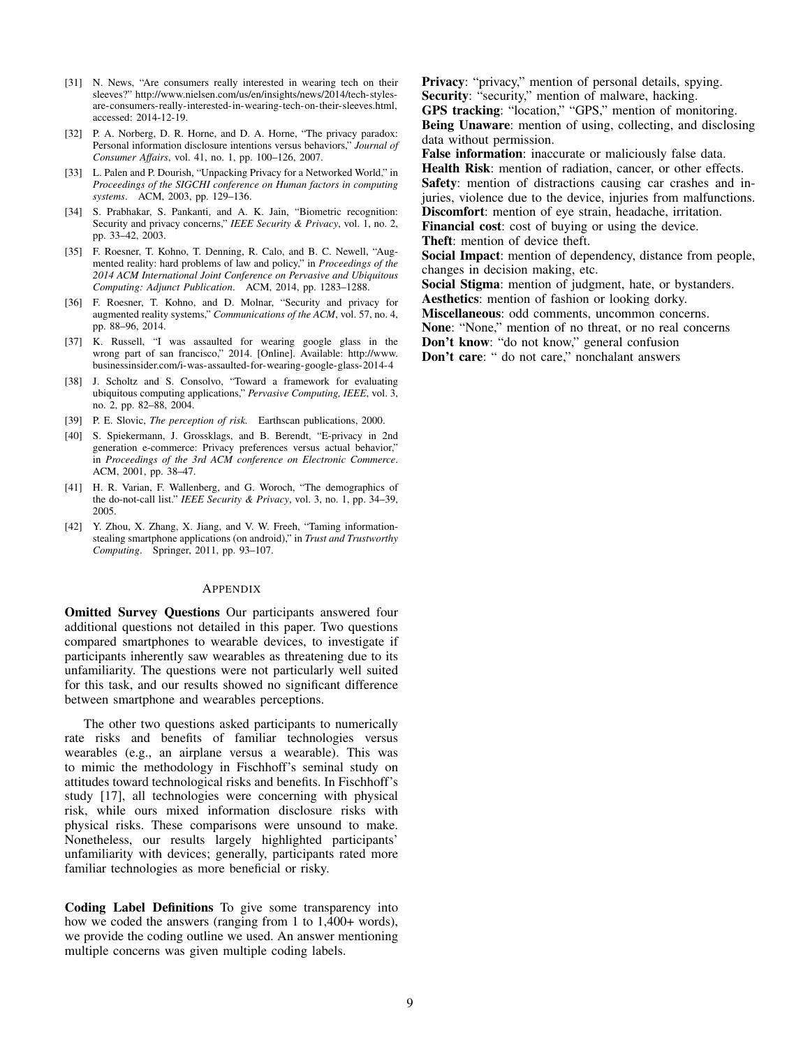[31] N. News, "Are consumers really interested in wearing tech on their sleeves?" http://www.nielsen.com/us/en/insights/news/2014/tech-styles-are-consumers-really-interested-in-wearing-tech-on-their-sleeves.html, accessed: 2014-12-19.

[32] P. A. Norberg, D. R. Horne, and D. A. Horne, "The privacy paradox: Personal information disclosure intentions versus behaviors," *Journal of Consumer Affairs*, vol. 41, no. 1, pp. 100–126, 2007.

[33] L. Palen and P. Dourish, "Unpacking Privacy for a Networked World," in *Proceedings of the SIGCHI conference on Human factors in computing systems*. ACM, 2003, pp. 129–136.

[34] S. Prabhakar, S. Pankanti, and A. K. Jain, "Biometric recognition: Security and privacy concerns," *IEEE Security & Privacy*, vol. 1, no. 2, pp. 33–42, 2003.

[35] F. Roesner, T. Kohno, T. Denning, R. Calo, and B. C. Newell, "Augmented reality: hard problems of law and policy," in *Proceedings of the 2014 ACM International Joint Conference on Pervasive and Ubiquitous Computing: Adjunct Publication*. ACM, 2014, pp. 1283–1288.

[36] F. Roesner, T. Kohno, and D. Molnar, "Security and privacy for augmented reality systems," *Communications of the ACM*, vol. 57, no. 4, pp. 88–96, 2014.

[37] K. Russell, "I was assaulted for wearing google glass in the wrong part of san francisco," 2014. [Online]. Available: http://www.businessinsider.com/i-was-assaulted-for-wearing-google-glass-2014-4

[38] J. Scholtz and S. Consolvo, "Toward a framework for evaluating ubiquitous computing applications," *Pervasive Computing, IEEE*, vol. 3, no. 2, pp. 82–88, 2004.

[39] P. E. Slovic, *The perception of risk.* Earthscan publications, 2000.

[40] S. Spiekermann, J. Grossklags, and B. Berendt, "E-privacy in 2nd generation e-commerce: Privacy preferences versus actual behavior," in *Proceedings of the 3rd ACM conference on Electronic Commerce*. ACM, 2001, pp. 38–47.

[41] H. R. Varian, F. Wallenberg, and G. Woroch, "The demographics of the do-not-call list." *IEEE Security & Privacy*, vol. 3, no. 1, pp. 34–39, 2005.

[42] Y. Zhou, X. Zhang, X. Jiang, and V. W. Freeh, "Taming information-stealing smartphone applications (on android)," in *Trust and Trustworthy Computing*. Springer, 2011, pp. 93–107.

## Appendix

**Omitted Survey Questions** Our participants answered four additional questions not detailed in this paper. Two questions compared smartphones to wearable devices, to investigate if participants inherently saw wearables as threatening due to its unfamiliarity. The questions were not particularly well suited for this task, and our results showed no significant difference between smartphone and wearables perceptions.

The other two questions asked participants to numerically rate risks and benefits of familiar technologies versus wearables (e.g., an airplane versus a wearable). This was to mimic the methodology in Fischhoff's seminal study on attitudes toward technological risks and benefits. In Fischhoff's study [17], all technologies were concerning with physical risk, while ours mixed information disclosure risks with physical risks. These comparisons were unsound to make. Nonetheless, our results largely highlighted participants' unfamiliarity with devices; generally, participants rated more familiar technologies as more beneficial or risky.

**Coding Label Definitions** To give some transparency into how we coded the answers (ranging from 1 to 1,400+ words), we provide the coding outline we used. An answer mentioning multiple concerns was given multiple coding labels.

**Privacy**: "privacy," mention of personal details, spying.
**Security**: "security," mention of malware, hacking.
**GPS tracking**: "location," "GPS," mention of monitoring.
**Being Unaware**: mention of using, collecting, and disclosing data without permission.
**False information**: inaccurate or maliciously false data.
**Health Risk**: mention of radiation, cancer, or other effects.
**Safety**: mention of distractions causing car crashes and injuries, violence due to the device, injuries from malfunctions.
**Discomfort**: mention of eye strain, headache, irritation.
**Financial cost**: cost of buying or using the device.
**Theft**: mention of device theft.
**Social Impact**: mention of dependency, distance from people, changes in decision making, etc.
**Social Stigma**: mention of judgment, hate, or bystanders.
**Aesthetics**: mention of fashion or looking dorky.
**Miscellaneous**: odd comments, uncommon concerns.
**None**: "None," mention of no threat, or no real concerns
**Don't know**: "do not know," general confusion
**Don't care**: " do not care," nonchalant answers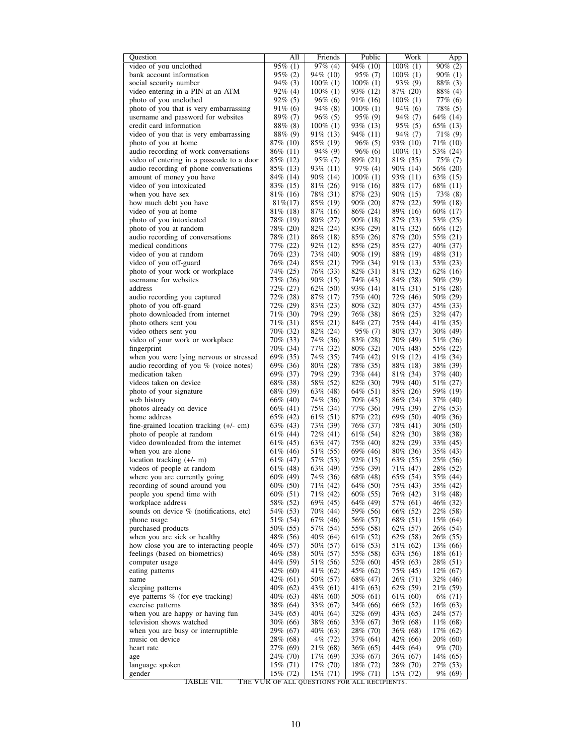| Question | All | Friends | Public | Work | App |
|---|---|---|---|---|---|
| video of you unclothed | 95% (1) | 97% (4) | 94% (10) | 100% (1) | 90% (2) |
| bank account information | 95% (2) | 94% (10) | 95% (7) | 100% (1) | 90% (1) |
| social security number | 94% (3) | 100% (1) | 100% (1) | 93% (9) | 88% (3) |
| video entering in a PIN at an ATM | 92% (4) | 100% (1) | 93% (12) | 87% (20) | 88% (4) |
| photo of you unclothed | 92% (5) | 96% (6) | 91% (16) | 100% (1) | 77% (6) |
| photo of you that is very embarrassing | 91% (6) | 94% (8) | 100% (1) | 94% (6) | 78% (5) |
| username and password for websites | 89% (7) | 96% (5) | 95% (9) | 94% (7) | 64% (14) |
| credit card information | 88% (8) | 100% (1) | 93% (13) | 95% (5) | 65% (13) |
| video of you that is very embarrassing | 88% (9) | 91% (13) | 94% (11) | 94% (7) | 71% (9) |
| photo of you at home | 87% (10) | 85% (19) | 96% (5) | 93% (10) | 71% (10) |
| audio recording of work conversations | 86% (11) | 94% (9) | 96% (6) | 100% (1) | 53% (24) |
| video of entering in a passcode to a door | 85% (12) | 95% (7) | 89% (21) | 81% (35) | 75% (7) |
| audio recording of phone conversations | 85% (13) | 93% (11) | 97% (4) | 90% (14) | 56% (20) |
| amount of money you have | 84% (14) | 90% (14) | 100% (1) | 93% (11) | 63% (15) |
| video of you intoxicated | 83% (15) | 81% (26) | 91% (16) | 88% (17) | 68% (11) |
| when you have sex | 81% (16) | 78% (31) | 87% (23) | 90% (15) | 73% (8) |
| how much debt you have | 81%(17) | 85% (19) | 90% (20) | 87% (22) | 59% (18) |
| video of you at home | 81% (18) | 87% (16) | 86% (24) | 89% (16) | 60% (17) |
| photo of you intoxicated | 78% (19) | 80% (27) | 90% (18) | 87% (23) | 53% (25) |
| photo of you at random | 78% (20) | 82% (24) | 83% (29) | 81% (32) | 66% (12) |
| audio recording of conversations | 78% (21) | 86% (18) | 85% (26) | 87% (20) | 55% (21) |
| medical conditions | 77% (22) | 92% (12) | 85% (25) | 85% (27) | 40% (37) |
| video of you at random | 76% (23) | 73% (40) | 90% (19) | 88% (19) | 48% (31) |
| video of you off-guard | 76% (24) | 85% (21) | 79% (34) | 91% (13) | 53% (23) |
| photo of your work or workplace | 74% (25) | 76% (33) | 82% (31) | 81% (32) | 62% (16) |
| username for websites | 73% (26) | 90% (15) | 74% (43) | 84% (28) | 50% (29) |
| address | 72% (27) | 62% (50) | 93% (14) | 81% (31) | 51% (28) |
| audio recording you captured | 72% (28) | 87% (17) | 75% (40) | 72% (46) | 50% (29) |
| photo of you off-guard | 72% (29) | 83% (23) | 80% (32) | 80% (37) | 45% (33) |
| photo downloaded from internet | 71% (30) | 79% (29) | 76% (38) | 86% (25) | 32% (47) |
| photo others sent you | 71% (31) | 85% (21) | 84% (27) | 75% (44) | 41% (35) |
| video others sent you | 70% (32) | 82% (24) | 95% (7) | 80% (37) | 30% (49) |
| video of your work or workplace | 70% (33) | 74% (36) | 83% (28) | 70% (49) | 51% (26) |
| fingerprint | 70% (34) | 77% (32) | 80% (32) | 70% (48) | 55% (22) |
| when you were lying nervous or stressed | 69% (35) | 74% (35) | 74% (42) | 91% (12) | 41% (34) |
| audio recording of you % (voice notes) | 69% (36) | 80% (28) | 78% (35) | 88% (18) | 38% (39) |
| medication taken | 69% (37) | 79% (29) | 73% (44) | 81% (34) | 37% (40) |
| videos taken on device | 68% (38) | 58% (52) | 82% (30) | 79% (40) | 51% (27) |
| photo of your signature | 68% (39) | 63% (48) | 64% (51) | 85% (26) | 59% (19) |
| web history | 66% (40) | 74% (36) | 70% (45) | 86% (24) | 37% (40) |
| photos already on device | 66% (41) | 75% (34) | 77% (36) | 79% (39) | 27% (53) |
| home address | 65% (42) | 61% (51) | 87% (22) | 69% (50) | 40% (36) |
| fine-grained location tracking (+/- cm) | 63% (43) | 73% (39) | 76% (37) | 78% (41) | 30% (50) |
| photo of people at random | 61% (44) | 72% (41) | 61% (54) | 82% (30) | 38% (38) |
| video downloaded from the internet | 61% (45) | 63% (47) | 75% (40) | 82% (29) | 33% (45) |
| when you are alone | 61% (46) | 51% (55) | 69% (46) | 80% (36) | 35% (43) |
| location tracking (+/- m) | 61% (47) | 57% (53) | 92% (15) | 63% (55) | 25% (56) |
| videos of people at random | 61% (48) | 63% (49) | 75% (39) | 71% (47) | 28% (52) |
| where you are currently going | 60% (49) | 74% (36) | 68% (48) | 65% (54) | 35% (44) |
| recording of sound around you | 60% (50) | 71% (42) | 64% (50) | 75% (43) | 35% (42) |
| people you spend time with | 60% (51) | 71% (42) | 60% (55) | 76% (42) | 31% (48) |
| workplace address | 58% (52) | 69% (45) | 64% (49) | 57% (61) | 46% (32) |
| sounds on device % (notifications, etc) | 54% (53) | 70% (44) | 59% (56) | 66% (52) | 22% (58) |
| phone usage | 51% (54) | 67% (46) | 56% (57) | 68% (51) | 15% (64) |
| purchased products | 50% (55) | 57% (54) | 55% (58) | 62% (57) | 26% (54) |
| when you are sick or healthy | 48% (56) | 40% (64) | 61% (52) | 62% (58) | 26% (55) |
| how close you are to interacting people | 46% (57) | 50% (57) | 61% (53) | 51% (62) | 13% (66) |
| feelings (based on biometrics) | 46% (58) | 50% (57) | 55% (58) | 63% (56) | 18% (61) |
| computer usage | 44% (59) | 51% (56) | 52% (60) | 45% (63) | 28% (51) |
| eating patterns | 42% (60) | 41% (62) | 45% (62) | 75% (45) | 12% (67) |
| name | 42% (61) | 50% (57) | 68% (47) | 26% (71) | 32% (46) |
| sleeping patterns | 40% (62) | 43% (61) | 41% (63) | 62% (59) | 21% (59) |
| eye patterns % (for eye tracking) | 40% (63) | 48% (60) | 50% (61) | 61% (60) | 6% (71) |
| exercise patterns | 38% (64) | 33% (67) | 34% (66) | 66% (52) | 16% (63) |
| when you are happy or having fun | 34% (65) | 40% (64) | 32% (69) | 43% (65) | 24% (57) |
| television shows watched | 30% (66) | 38% (66) | 33% (67) | 36% (68) | 11% (68) |
| when you are busy or interruptible | 29% (67) | 40% (63) | 28% (70) | 36% (68) | 17% (62) |
| music on device | 28% (68) | 4% (72) | 37% (64) | 42% (66) | 20% (60) |
| heart rate | 27% (69) | 21% (68) | 36% (65) | 44% (64) | 9% (70) |
| age | 24% (70) | 17% (69) | 33% (67) | 36% (67) | 14% (65) |
| language spoken | 15% (71) | 17% (70) | 18% (72) | 28% (70) | 27% (53) |
| gender | 15% (72) | 15% (71) | 19% (71) | 15% (72) | 9% (69) |

TABLE VII. THE VUR OF ALL QUESTIONS FOR ALL RECIPIENTS.